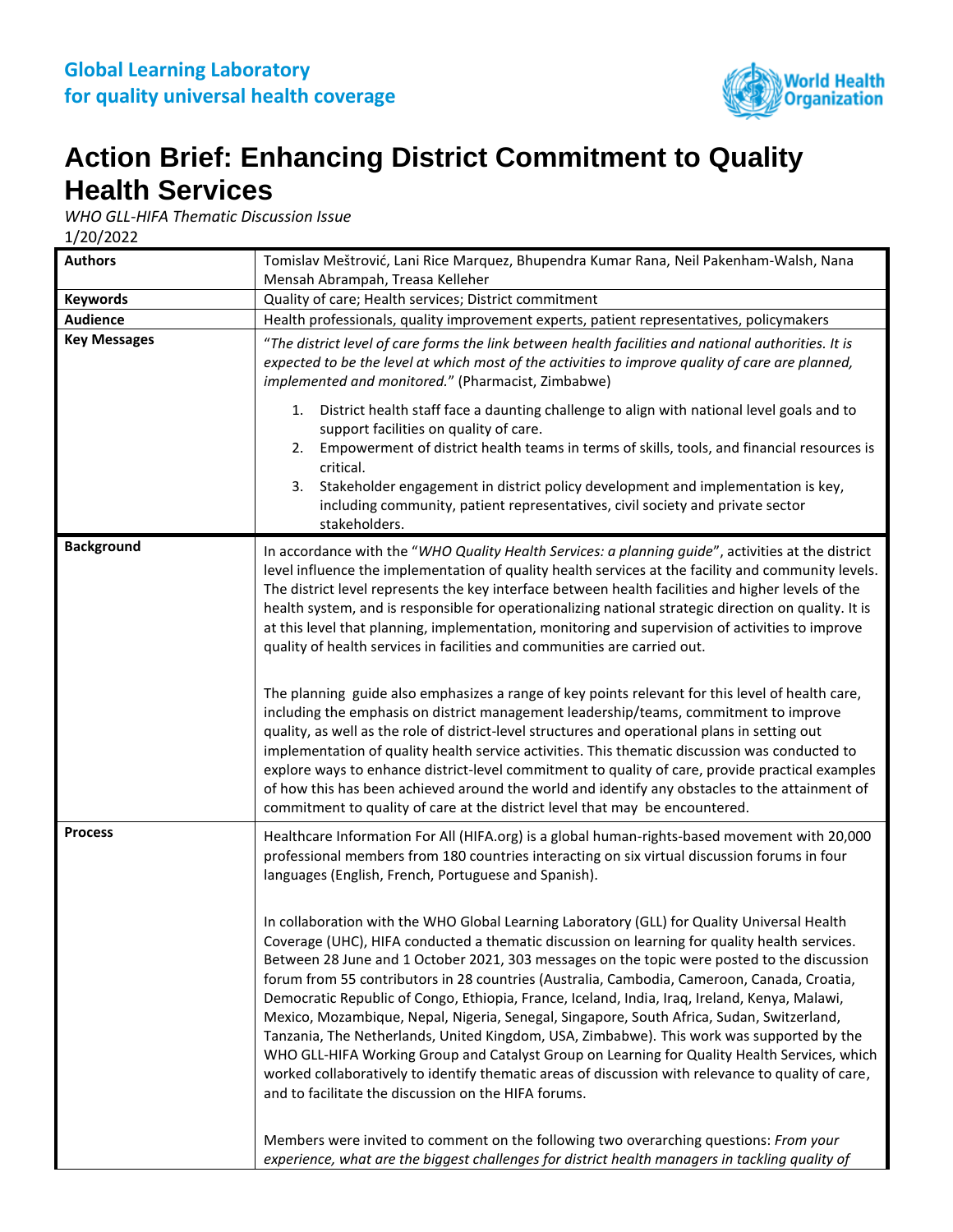**Global Learning Laboratory for quality universal health coverage**

# Action Brief: Enhancing District Commitment to Quality Health Services

*WHO GLL-HIFA Thematic Discussion Issue*

1/20/2022

| | |
|---|---|
| **Authors** | Tomislav Meštrović, Lani Rice Marquez, Bhupendra Kumar Rana, Neil Pakenham-Walsh, Nana Mensah Abrampah, Treasa Kelleher |
| **Keywords** | Quality of care; Health services; District commitment |
| **Audience** | Health professionals, quality improvement experts, patient representatives, policymakers |
| **Key Messages** | "*The district level of care forms the link between health facilities and national authorities. It is expected to be the level at which most of the activities to improve quality of care are planned, implemented and monitored.*" (Pharmacist, Zimbabwe)<br><br>1. District health staff face a daunting challenge to align with national level goals and to support facilities on quality of care.<br>2. Empowerment of district health teams in terms of skills, tools, and financial resources is critical.<br>3. Stakeholder engagement in district policy development and implementation is key, including community, patient representatives, civil society and private sector stakeholders. |
| **Background** | In accordance with the "*WHO Quality Health Services: a planning guide*", activities at the district level influence the implementation of quality health services at the facility and community levels. The district level represents the key interface between health facilities and higher levels of the health system, and is responsible for operationalizing national strategic direction on quality. It is at this level that planning, implementation, monitoring and supervision of activities to improve quality of health services in facilities and communities are carried out.<br><br>The planning guide also emphasizes a range of key points relevant for this level of health care, including the emphasis on district management leadership/teams, commitment to improve quality, as well as the role of district-level structures and operational plans in setting out implementation of quality health service activities. This thematic discussion was conducted to explore ways to enhance district-level commitment to quality of care, provide practical examples of how this has been achieved around the world and identify any obstacles to the attainment of commitment to quality of care at the district level that may be encountered. |
| **Process** | Healthcare Information For All (HIFA.org) is a global human-rights-based movement with 20,000 professional members from 180 countries interacting on six virtual discussion forums in four languages (English, French, Portuguese and Spanish).<br><br>In collaboration with the WHO Global Learning Laboratory (GLL) for Quality Universal Health Coverage (UHC), HIFA conducted a thematic discussion on learning for quality health services. Between 28 June and 1 October 2021, 303 messages on the topic were posted to the discussion forum from 55 contributors in 28 countries (Australia, Cambodia, Cameroon, Canada, Croatia, Democratic Republic of Congo, Ethiopia, France, Iceland, India, Iraq, Ireland, Kenya, Malawi, Mexico, Mozambique, Nepal, Nigeria, Senegal, Singapore, South Africa, Sudan, Switzerland, Tanzania, The Netherlands, United Kingdom, USA, Zimbabwe). This work was supported by the WHO GLL-HIFA Working Group and Catalyst Group on Learning for Quality Health Services, which worked collaboratively to identify thematic areas of discussion with relevance to quality of care, and to facilitate the discussion on the HIFA forums.<br><br>Members were invited to comment on the following two overarching questions: *From your experience, what are the biggest challenges for district health managers in tackling quality of* |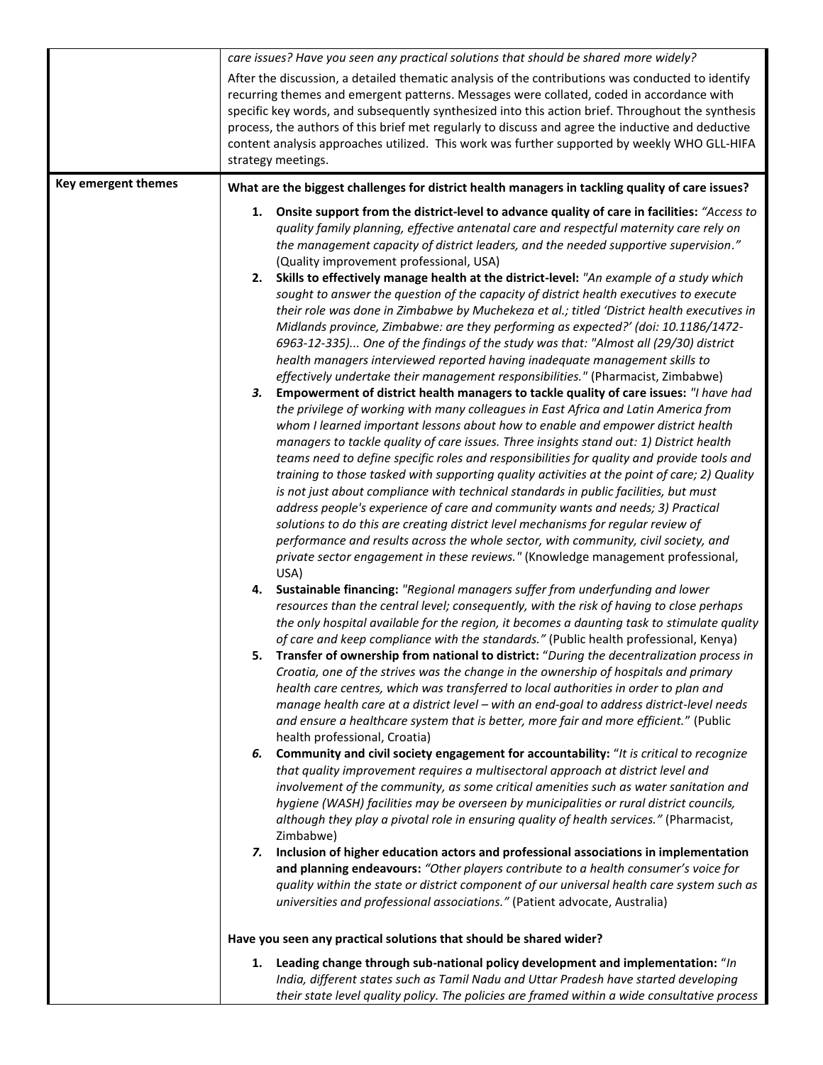| | |
|---|---|
| | *care issues? Have you seen any practical solutions that should be shared more widely?*<br><br>After the discussion, a detailed thematic analysis of the contributions was conducted to identify recurring themes and emergent patterns. Messages were collated, coded in accordance with specific key words, and subsequently synthesized into this action brief. Throughout the synthesis process, the authors of this brief met regularly to discuss and agree the inductive and deductive content analysis approaches utilized. This work was further supported by weekly WHO GLL-HIFA strategy meetings. |
| **Key emergent themes** | **What are the biggest challenges for district health managers in tackling quality of care issues?**<br><br>1. **Onsite support from the district-level to advance quality of care in facilities:** *"Access to quality family planning, effective antenatal care and respectful maternity care rely on the management capacity of district leaders, and the needed supportive supervision."* (Quality improvement professional, USA)<br>2. **Skills to effectively manage health at the district-level:** *"An example of a study which sought to answer the question of the capacity of district health executives to execute their role was done in Zimbabwe by Muchekeza et al.; titled 'District health executives in Midlands province, Zimbabwe: are they performing as expected?' (doi: 10.1186/1472-6963-12-335)... One of the findings of the study was that: "Almost all (29/30) district health managers interviewed reported having inadequate management skills to effectively undertake their management responsibilities."* (Pharmacist, Zimbabwe)<br>3. **Empowerment of district health managers to tackle quality of care issues:** *"I have had the privilege of working with many colleagues in East Africa and Latin America from whom I learned important lessons about how to enable and empower district health managers to tackle quality of care issues. Three insights stand out: 1) District health teams need to define specific roles and responsibilities for quality and provide tools and training to those tasked with supporting quality activities at the point of care; 2) Quality is not just about compliance with technical standards in public facilities, but must address people's experience of care and community wants and needs; 3) Practical solutions to do this are creating district level mechanisms for regular review of performance and results across the whole sector, with community, civil society, and private sector engagement in these reviews."* (Knowledge management professional, USA)<br>4. **Sustainable financing:** *"Regional managers suffer from underfunding and lower resources than the central level; consequently, with the risk of having to close perhaps the only hospital available for the region, it becomes a daunting task to stimulate quality of care and keep compliance with the standards."* (Public health professional, Kenya)<br>5. **Transfer of ownership from national to district:** "*During the decentralization process in Croatia, one of the strives was the change in the ownership of hospitals and primary health care centres, which was transferred to local authorities in order to plan and manage health care at a district level – with an end-goal to address district-level needs and ensure a healthcare system that is better, more fair and more efficient.*" (Public health professional, Croatia)<br>6. **Community and civil society engagement for accountability:** "*It is critical to recognize that quality improvement requires a multisectoral approach at district level and involvement of the community, as some critical amenities such as water sanitation and hygiene (WASH) facilities may be overseen by municipalities or rural district councils, although they play a pivotal role in ensuring quality of health services."* (Pharmacist, Zimbabwe)<br>7. **Inclusion of higher education actors and professional associations in implementation and planning endeavours:** *"Other players contribute to a health consumer's voice for quality within the state or district component of our universal health care system such as universities and professional associations."* (Patient advocate, Australia)<br><br>**Have you seen any practical solutions that should be shared wider?**<br><br>1. **Leading change through sub-national policy development and implementation:** "*In India, different states such as Tamil Nadu and Uttar Pradesh have started developing their state level quality policy. The policies are framed within a wide consultative process* |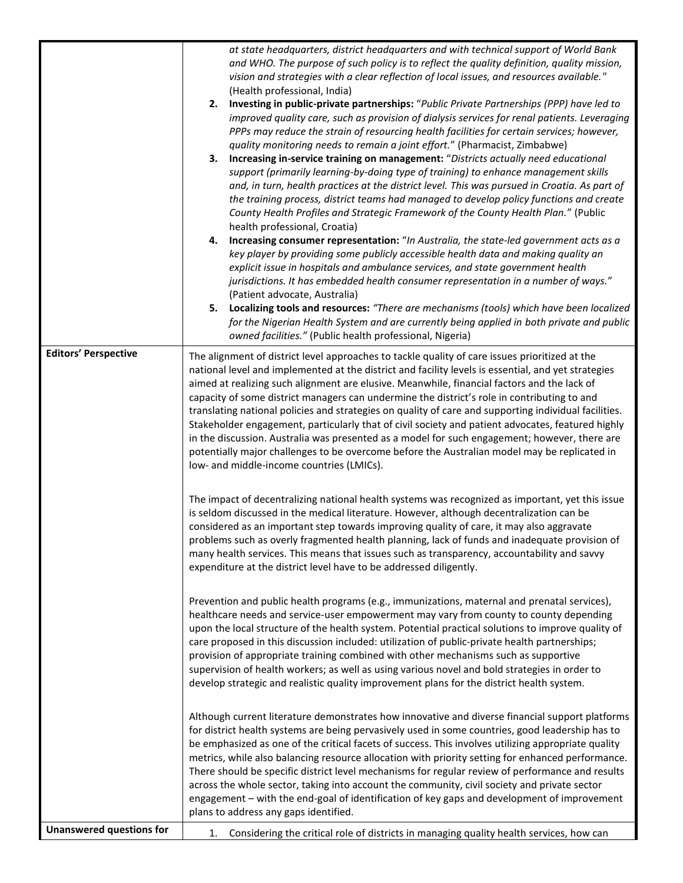| | |
|---|---|
| | *at state headquarters, district headquarters and with technical support of World Bank and WHO. The purpose of such policy is to reflect the quality definition, quality mission, vision and strategies with a clear reflection of local issues, and resources available."* (Health professional, India)<br>2. **Investing in public-private partnerships:** "*Public Private Partnerships (PPP) have led to improved quality care, such as provision of dialysis services for renal patients. Leveraging PPPs may reduce the strain of resourcing health facilities for certain services; however, quality monitoring needs to remain a joint effort.*" (Pharmacist, Zimbabwe)<br>3. **Increasing in-service training on management:** "*Districts actually need educational support (primarily learning-by-doing type of training) to enhance management skills and, in turn, health practices at the district level. This was pursued in Croatia. As part of the training process, district teams had managed to develop policy functions and create County Health Profiles and Strategic Framework of the County Health Plan.*" (Public health professional, Croatia)<br>4. **Increasing consumer representation:** "*In Australia, the state-led government acts as a key player by providing some publicly accessible health data and making quality an explicit issue in hospitals and ambulance services, and state government health jurisdictions. It has embedded health consumer representation in a number of ways.*" (Patient advocate, Australia)<br>5. **Localizing tools and resources:** *"There are mechanisms (tools) which have been localized for the Nigerian Health System and are currently being applied in both private and public owned facilities."* (Public health professional, Nigeria) |
| **Editors' Perspective** | The alignment of district level approaches to tackle quality of care issues prioritized at the national level and implemented at the district and facility levels is essential, and yet strategies aimed at realizing such alignment are elusive. Meanwhile, financial factors and the lack of capacity of some district managers can undermine the district's role in contributing to and translating national policies and strategies on quality of care and supporting individual facilities. Stakeholder engagement, particularly that of civil society and patient advocates, featured highly in the discussion. Australia was presented as a model for such engagement; however, there are potentially major challenges to be overcome before the Australian model may be replicated in low- and middle-income countries (LMICs).<br><br>The impact of decentralizing national health systems was recognized as important, yet this issue is seldom discussed in the medical literature. However, although decentralization can be considered as an important step towards improving quality of care, it may also aggravate problems such as overly fragmented health planning, lack of funds and inadequate provision of many health services. This means that issues such as transparency, accountability and savvy expenditure at the district level have to be addressed diligently.<br><br>Prevention and public health programs (e.g., immunizations, maternal and prenatal services), healthcare needs and service-user empowerment may vary from county to county depending upon the local structure of the health system. Potential practical solutions to improve quality of care proposed in this discussion included: utilization of public-private health partnerships; provision of appropriate training combined with other mechanisms such as supportive supervision of health workers; as well as using various novel and bold strategies in order to develop strategic and realistic quality improvement plans for the district health system.<br><br>Although current literature demonstrates how innovative and diverse financial support platforms for district health systems are being pervasively used in some countries, good leadership has to be emphasized as one of the critical facets of success. This involves utilizing appropriate quality metrics, while also balancing resource allocation with priority setting for enhanced performance. There should be specific district level mechanisms for regular review of performance and results across the whole sector, taking into account the community, civil society and private sector engagement – with the end-goal of identification of key gaps and development of improvement plans to address any gaps identified. |
| **Unanswered questions for** | 1. Considering the critical role of districts in managing quality health services, how can |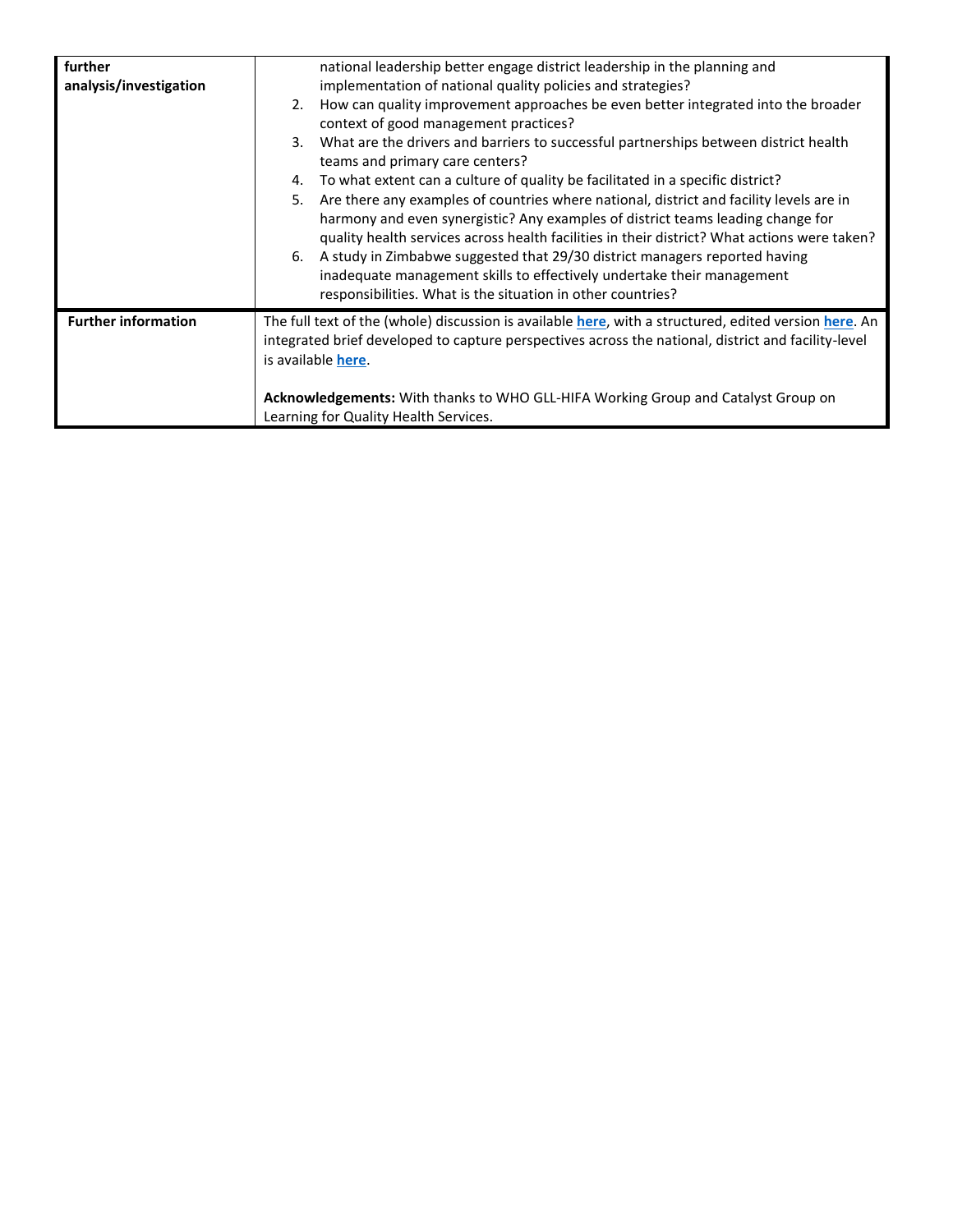| | |
|---|---|
| **further analysis/investigation** | national leadership better engage district leadership in the planning and implementation of national quality policies and strategies?<br>2. How can quality improvement approaches be even better integrated into the broader context of good management practices?<br>3. What are the drivers and barriers to successful partnerships between district health teams and primary care centers?<br>4. To what extent can a culture of quality be facilitated in a specific district?<br>5. Are there any examples of countries where national, district and facility levels are in harmony and even synergistic? Any examples of district teams leading change for quality health services across health facilities in their district? What actions were taken?<br>6. A study in Zimbabwe suggested that 29/30 district managers reported having inadequate management skills to effectively undertake their management responsibilities. What is the situation in other countries? |
| **Further information** | The full text of the (whole) discussion is available **here**, with a structured, edited version **here**. An integrated brief developed to capture perspectives across the national, district and facility-level is available **here**.<br><br>**Acknowledgements:** With thanks to WHO GLL-HIFA Working Group and Catalyst Group on Learning for Quality Health Services. |